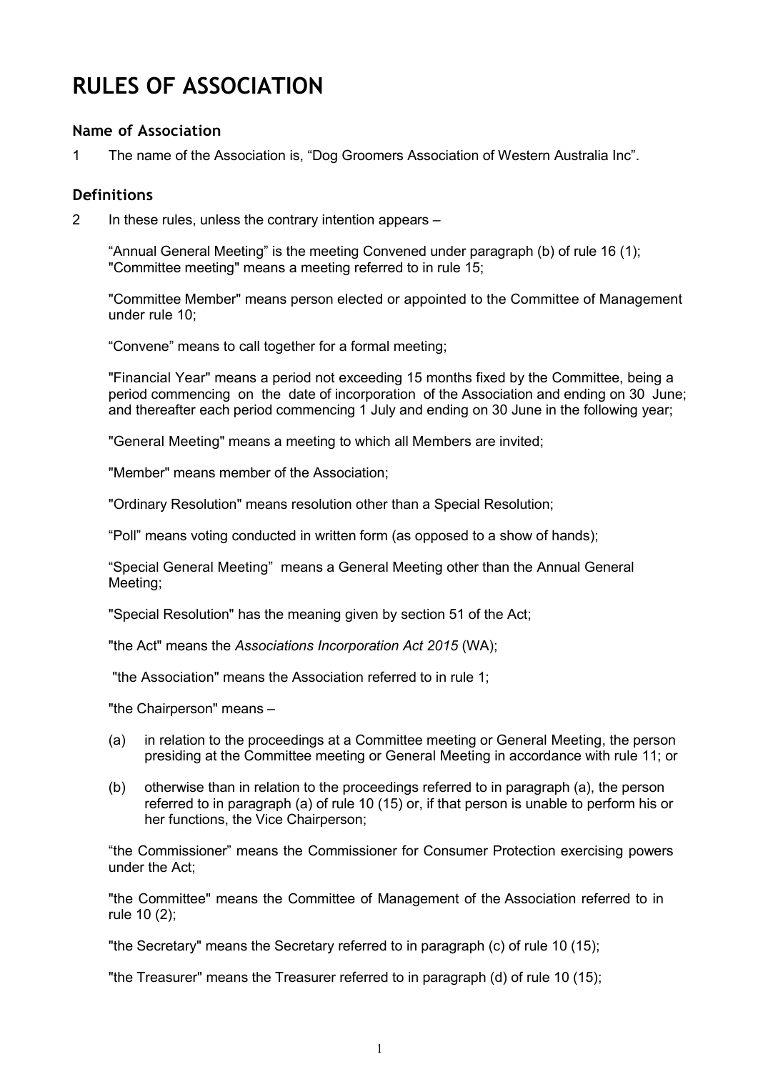# RULES OF ASSOCIATION

## Name of Association

1 The name of the Association is, "Dog Groomers Association of Western Australia Inc".

## Definitions

2 In these rules, unless the contrary intention appears –

"Annual General Meeting" is the meeting Convened under paragraph (b) of rule 16 (1); "Committee meeting" means a meeting referred to in rule 15;

"Committee Member" means person elected or appointed to the Committee of Management under rule 10;

"Convene" means to call together for a formal meeting;

"Financial Year" means a period not exceeding 15 months fixed by the Committee, being a period commencing on the date of incorporation of the Association and ending on 30 June; and thereafter each period commencing 1 July and ending on 30 June in the following year;

"General Meeting" means a meeting to which all Members are invited;

"Member" means member of the Association;

"Ordinary Resolution" means resolution other than a Special Resolution;

"Poll" means voting conducted in written form (as opposed to a show of hands);

"Special General Meeting" means a General Meeting other than the Annual General Meeting;

"Special Resolution" has the meaning given by section 51 of the Act;

"the Act" means the *Associations Incorporation Act 2015* (WA);

"the Association" means the Association referred to in rule 1;

"the Chairperson" means –

(a) in relation to the proceedings at a Committee meeting or General Meeting, the person presiding at the Committee meeting or General Meeting in accordance with rule 11; or

(b) otherwise than in relation to the proceedings referred to in paragraph (a), the person referred to in paragraph (a) of rule 10 (15) or, if that person is unable to perform his or her functions, the Vice Chairperson;

"the Commissioner" means the Commissioner for Consumer Protection exercising powers under the Act;

"the Committee" means the Committee of Management of the Association referred to in rule 10 (2);

"the Secretary" means the Secretary referred to in paragraph (c) of rule 10 (15);

"the Treasurer" means the Treasurer referred to in paragraph (d) of rule 10 (15);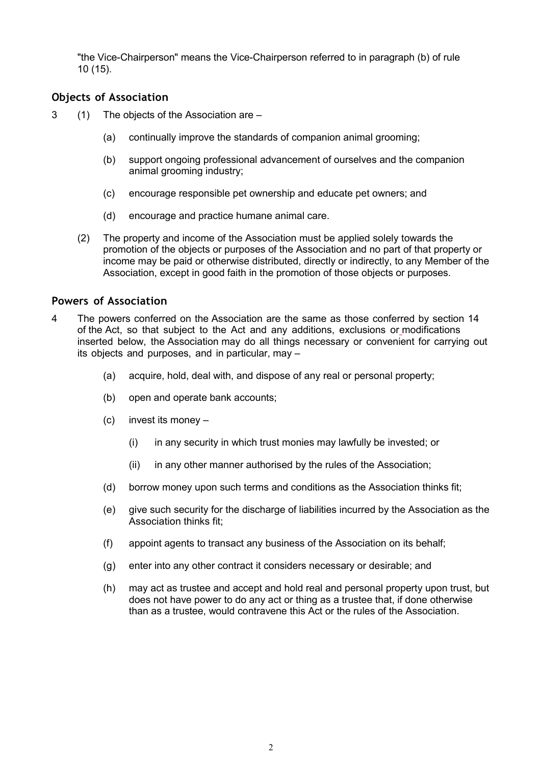"the Vice-Chairperson" means the Vice-Chairperson referred to in paragraph (b) of rule 10 (15).

## Objects of Association

3 (1) The objects of the Association are –

(a) continually improve the standards of companion animal grooming;

(b) support ongoing professional advancement of ourselves and the companion animal grooming industry;

(c) encourage responsible pet ownership and educate pet owners; and

(d) encourage and practice humane animal care.

(2) The property and income of the Association must be applied solely towards the promotion of the objects or purposes of the Association and no part of that property or income may be paid or otherwise distributed, directly or indirectly, to any Member of the Association, except in good faith in the promotion of those objects or purposes.

## Powers of Association

4 The powers conferred on the Association are the same as those conferred by section 14 of the Act, so that subject to the Act and any additions, exclusions or modifications inserted below, the Association may do all things necessary or convenient for carrying out its objects and purposes, and in particular, may –

(a) acquire, hold, deal with, and dispose of any real or personal property;

(b) open and operate bank accounts;

(c) invest its money –

(i) in any security in which trust monies may lawfully be invested; or

(ii) in any other manner authorised by the rules of the Association;

(d) borrow money upon such terms and conditions as the Association thinks fit;

(e) give such security for the discharge of liabilities incurred by the Association as the Association thinks fit;

(f) appoint agents to transact any business of the Association on its behalf;

(g) enter into any other contract it considers necessary or desirable; and

(h) may act as trustee and accept and hold real and personal property upon trust, but does not have power to do any act or thing as a trustee that, if done otherwise than as a trustee, would contravene this Act or the rules of the Association.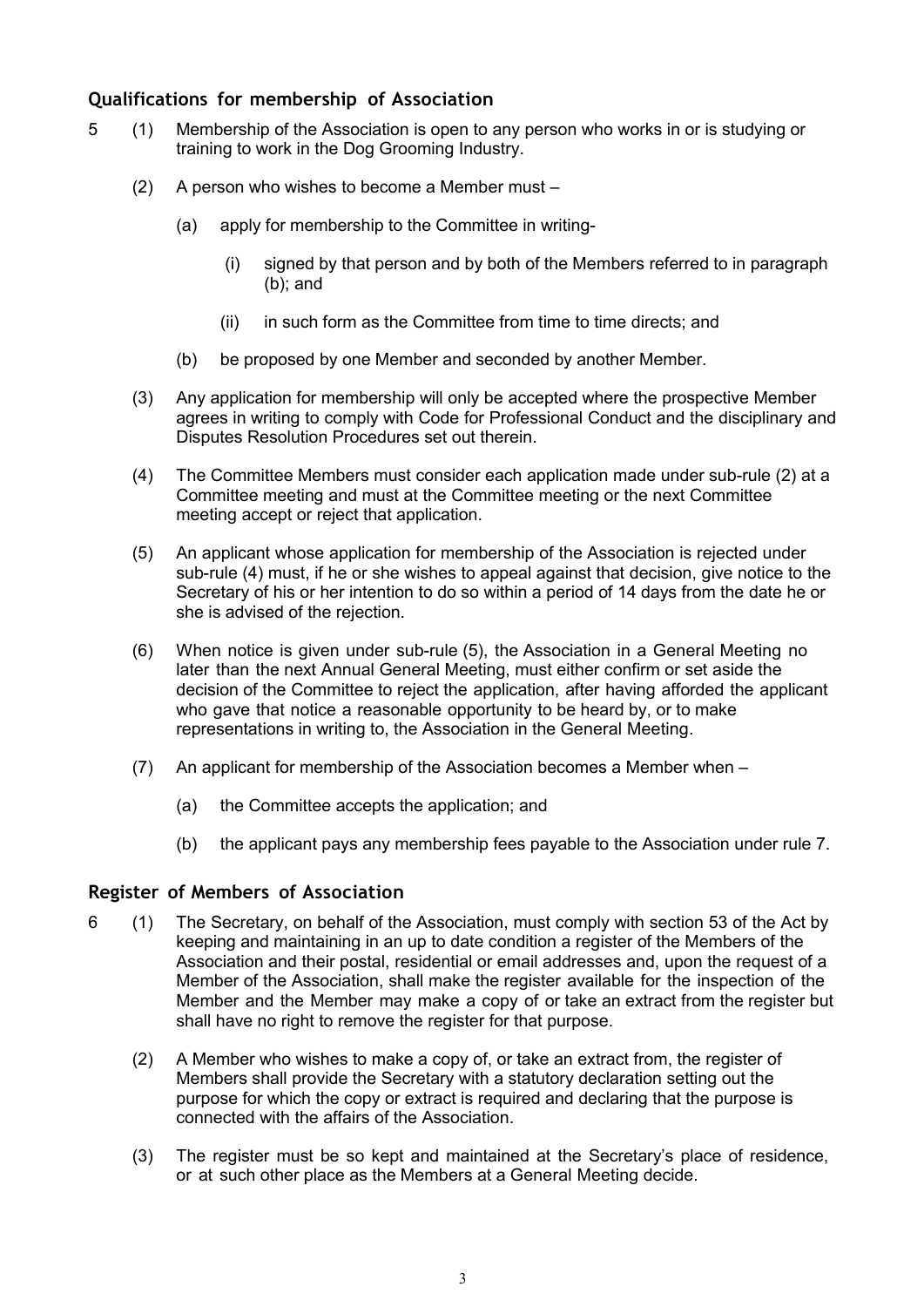## Qualifications for membership of Association

5 (1) Membership of the Association is open to any person who works in or is studying or training to work in the Dog Grooming Industry.

(2) A person who wishes to become a Member must –

(a) apply for membership to the Committee in writing-

(i) signed by that person and by both of the Members referred to in paragraph (b); and

(ii) in such form as the Committee from time to time directs; and

(b) be proposed by one Member and seconded by another Member.

(3) Any application for membership will only be accepted where the prospective Member agrees in writing to comply with Code for Professional Conduct and the disciplinary and Disputes Resolution Procedures set out therein.

(4) The Committee Members must consider each application made under sub-rule (2) at a Committee meeting and must at the Committee meeting or the next Committee meeting accept or reject that application.

(5) An applicant whose application for membership of the Association is rejected under sub-rule (4) must, if he or she wishes to appeal against that decision, give notice to the Secretary of his or her intention to do so within a period of 14 days from the date he or she is advised of the rejection.

(6) When notice is given under sub-rule (5), the Association in a General Meeting no later than the next Annual General Meeting, must either confirm or set aside the decision of the Committee to reject the application, after having afforded the applicant who gave that notice a reasonable opportunity to be heard by, or to make representations in writing to, the Association in the General Meeting.

(7) An applicant for membership of the Association becomes a Member when –

(a) the Committee accepts the application; and

(b) the applicant pays any membership fees payable to the Association under rule 7.

## Register of Members of Association

6 (1) The Secretary, on behalf of the Association, must comply with section 53 of the Act by keeping and maintaining in an up to date condition a register of the Members of the Association and their postal, residential or email addresses and, upon the request of a Member of the Association, shall make the register available for the inspection of the Member and the Member may make a copy of or take an extract from the register but shall have no right to remove the register for that purpose.

(2) A Member who wishes to make a copy of, or take an extract from, the register of Members shall provide the Secretary with a statutory declaration setting out the purpose for which the copy or extract is required and declaring that the purpose is connected with the affairs of the Association.

(3) The register must be so kept and maintained at the Secretary's place of residence, or at such other place as the Members at a General Meeting decide.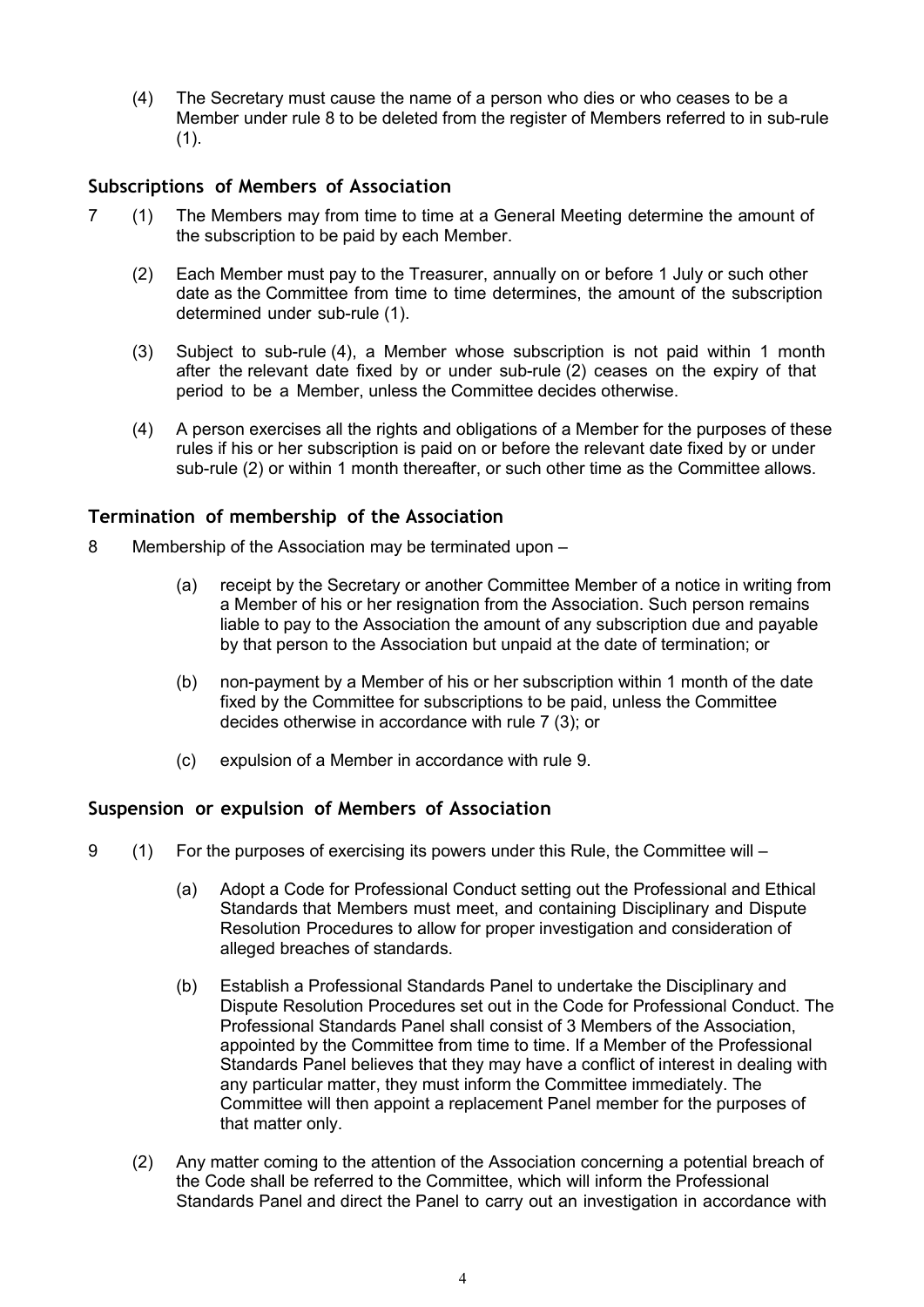(4) The Secretary must cause the name of a person who dies or who ceases to be a Member under rule 8 to be deleted from the register of Members referred to in sub-rule (1).

## Subscriptions of Members of Association

7 (1) The Members may from time to time at a General Meeting determine the amount of the subscription to be paid by each Member.

(2) Each Member must pay to the Treasurer, annually on or before 1 July or such other date as the Committee from time to time determines, the amount of the subscription determined under sub-rule (1).

(3) Subject to sub-rule (4), a Member whose subscription is not paid within 1 month after the relevant date fixed by or under sub-rule (2) ceases on the expiry of that period to be a Member, unless the Committee decides otherwise.

(4) A person exercises all the rights and obligations of a Member for the purposes of these rules if his or her subscription is paid on or before the relevant date fixed by or under sub-rule (2) or within 1 month thereafter, or such other time as the Committee allows.

## Termination of membership of the Association

8 Membership of the Association may be terminated upon –

(a) receipt by the Secretary or another Committee Member of a notice in writing from a Member of his or her resignation from the Association. Such person remains liable to pay to the Association the amount of any subscription due and payable by that person to the Association but unpaid at the date of termination; or

(b) non-payment by a Member of his or her subscription within 1 month of the date fixed by the Committee for subscriptions to be paid, unless the Committee decides otherwise in accordance with rule 7 (3); or

(c) expulsion of a Member in accordance with rule 9.

## Suspension or expulsion of Members of Association

9 (1) For the purposes of exercising its powers under this Rule, the Committee will –

(a) Adopt a Code for Professional Conduct setting out the Professional and Ethical Standards that Members must meet, and containing Disciplinary and Dispute Resolution Procedures to allow for proper investigation and consideration of alleged breaches of standards.

(b) Establish a Professional Standards Panel to undertake the Disciplinary and Dispute Resolution Procedures set out in the Code for Professional Conduct. The Professional Standards Panel shall consist of 3 Members of the Association, appointed by the Committee from time to time. If a Member of the Professional Standards Panel believes that they may have a conflict of interest in dealing with any particular matter, they must inform the Committee immediately. The Committee will then appoint a replacement Panel member for the purposes of that matter only.

(2) Any matter coming to the attention of the Association concerning a potential breach of the Code shall be referred to the Committee, which will inform the Professional Standards Panel and direct the Panel to carry out an investigation in accordance with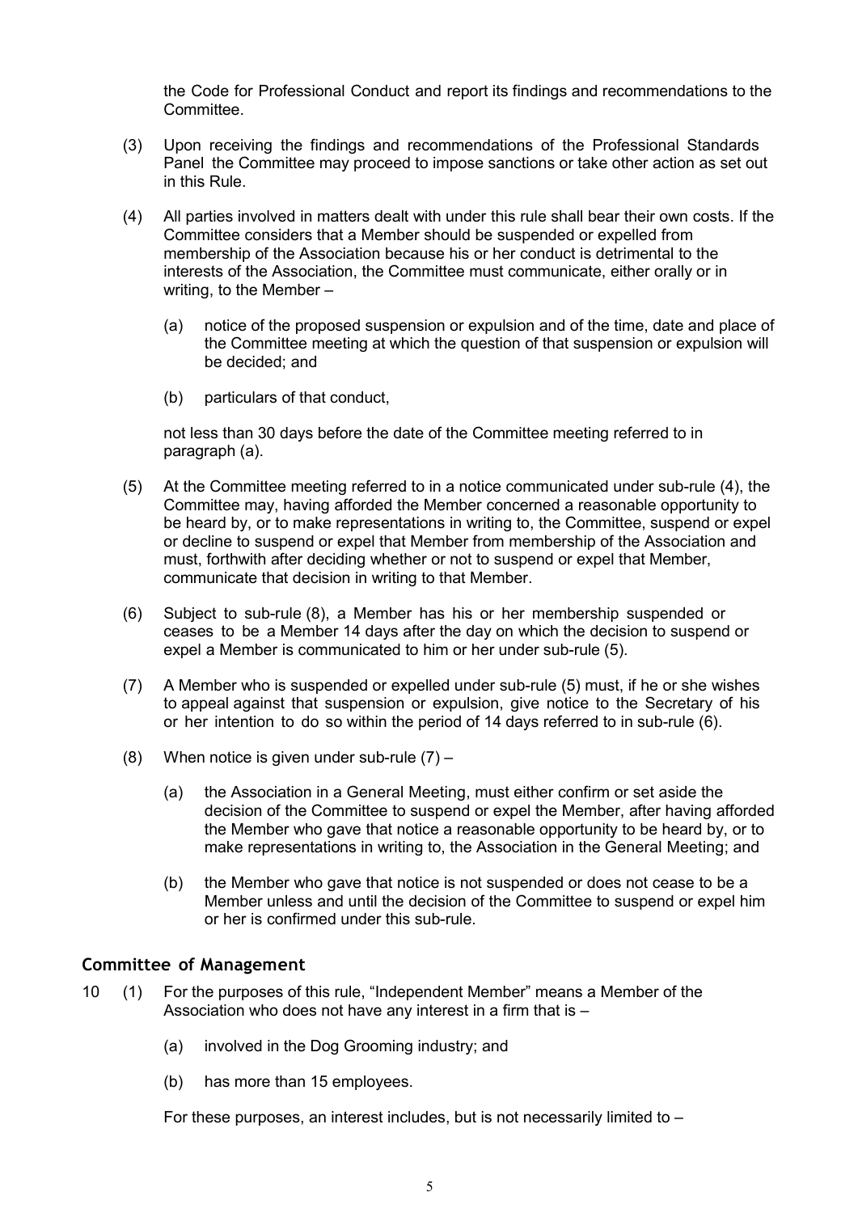the Code for Professional Conduct and report its findings and recommendations to the Committee.

(3) Upon receiving the findings and recommendations of the Professional Standards Panel the Committee may proceed to impose sanctions or take other action as set out in this Rule.

(4) All parties involved in matters dealt with under this rule shall bear their own costs. If the Committee considers that a Member should be suspended or expelled from membership of the Association because his or her conduct is detrimental to the interests of the Association, the Committee must communicate, either orally or in writing, to the Member –

   (a) notice of the proposed suspension or expulsion and of the time, date and place of the Committee meeting at which the question of that suspension or expulsion will be decided; and

   (b) particulars of that conduct,

   not less than 30 days before the date of the Committee meeting referred to in paragraph (a).

(5) At the Committee meeting referred to in a notice communicated under sub-rule (4), the Committee may, having afforded the Member concerned a reasonable opportunity to be heard by, or to make representations in writing to, the Committee, suspend or expel or decline to suspend or expel that Member from membership of the Association and must, forthwith after deciding whether or not to suspend or expel that Member, communicate that decision in writing to that Member.

(6) Subject to sub-rule (8), a Member has his or her membership suspended or ceases to be a Member 14 days after the day on which the decision to suspend or expel a Member is communicated to him or her under sub-rule (5).

(7) A Member who is suspended or expelled under sub-rule (5) must, if he or she wishes to appeal against that suspension or expulsion, give notice to the Secretary of his or her intention to do so within the period of 14 days referred to in sub-rule (6).

(8) When notice is given under sub-rule (7) –

   (a) the Association in a General Meeting, must either confirm or set aside the decision of the Committee to suspend or expel the Member, after having afforded the Member who gave that notice a reasonable opportunity to be heard by, or to make representations in writing to, the Association in the General Meeting; and

   (b) the Member who gave that notice is not suspended or does not cease to be a Member unless and until the decision of the Committee to suspend or expel him or her is confirmed under this sub-rule.

## Committee of Management

10 (1) For the purposes of this rule, "Independent Member" means a Member of the Association who does not have any interest in a firm that is –

   (a) involved in the Dog Grooming industry; and

   (b) has more than 15 employees.

   For these purposes, an interest includes, but is not necessarily limited to –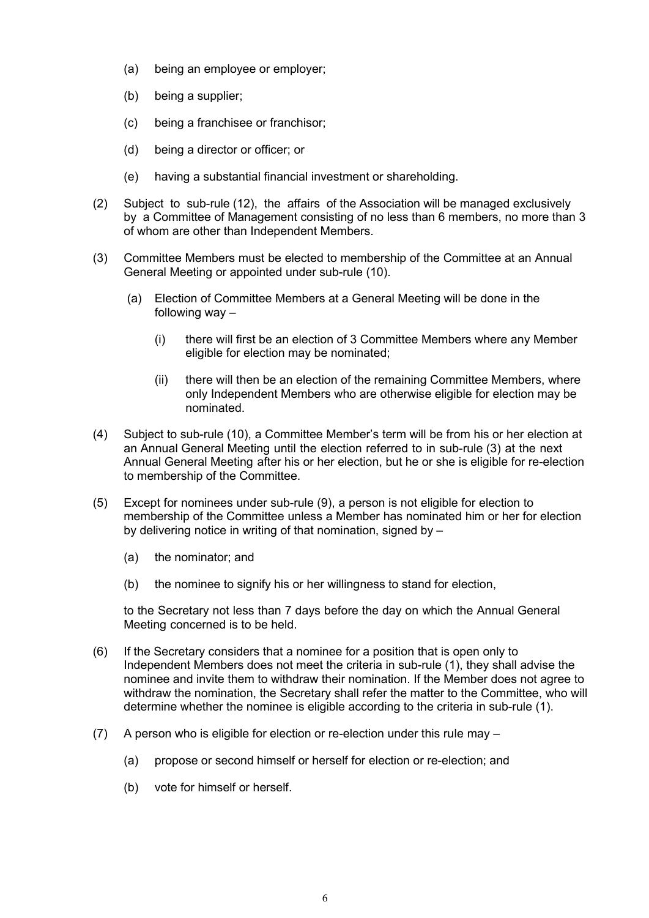(a) being an employee or employer;

(b) being a supplier;

(c) being a franchisee or franchisor;

(d) being a director or officer; or

(e) having a substantial financial investment or shareholding.

(2) Subject to sub-rule (12), the affairs of the Association will be managed exclusively by a Committee of Management consisting of no less than 6 members, no more than 3 of whom are other than Independent Members.

(3) Committee Members must be elected to membership of the Committee at an Annual General Meeting or appointed under sub-rule (10).

(a) Election of Committee Members at a General Meeting will be done in the following way –

(i) there will first be an election of 3 Committee Members where any Member eligible for election may be nominated;

(ii) there will then be an election of the remaining Committee Members, where only Independent Members who are otherwise eligible for election may be nominated.

(4) Subject to sub-rule (10), a Committee Member's term will be from his or her election at an Annual General Meeting until the election referred to in sub-rule (3) at the next Annual General Meeting after his or her election, but he or she is eligible for re-election to membership of the Committee.

(5) Except for nominees under sub-rule (9), a person is not eligible for election to membership of the Committee unless a Member has nominated him or her for election by delivering notice in writing of that nomination, signed by –

(a) the nominator; and

(b) the nominee to signify his or her willingness to stand for election,

to the Secretary not less than 7 days before the day on which the Annual General Meeting concerned is to be held.

(6) If the Secretary considers that a nominee for a position that is open only to Independent Members does not meet the criteria in sub-rule (1), they shall advise the nominee and invite them to withdraw their nomination. If the Member does not agree to withdraw the nomination, the Secretary shall refer the matter to the Committee, who will determine whether the nominee is eligible according to the criteria in sub-rule (1).

(7) A person who is eligible for election or re-election under this rule may –

(a) propose or second himself or herself for election or re-election; and

(b) vote for himself or herself.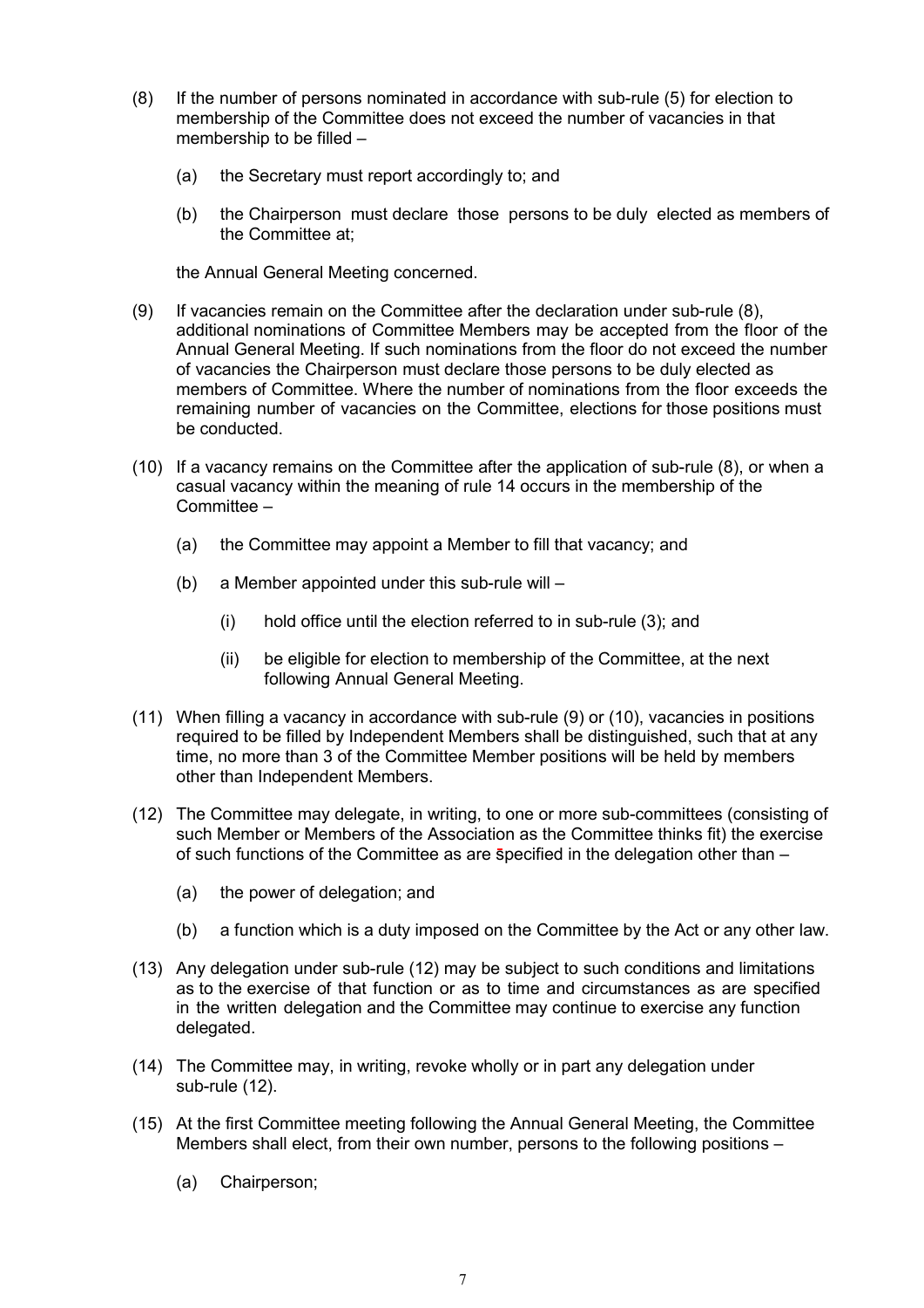(8) If the number of persons nominated in accordance with sub-rule (5) for election to membership of the Committee does not exceed the number of vacancies in that membership to be filled –

   (a) the Secretary must report accordingly to; and

   (b) the Chairperson must declare those persons to be duly elected as members of the Committee at;

   the Annual General Meeting concerned.

(9) If vacancies remain on the Committee after the declaration under sub-rule (8), additional nominations of Committee Members may be accepted from the floor of the Annual General Meeting. If such nominations from the floor do not exceed the number of vacancies the Chairperson must declare those persons to be duly elected as members of Committee. Where the number of nominations from the floor exceeds the remaining number of vacancies on the Committee, elections for those positions must be conducted.

(10) If a vacancy remains on the Committee after the application of sub-rule (8), or when a casual vacancy within the meaning of rule 14 occurs in the membership of the Committee –

   (a) the Committee may appoint a Member to fill that vacancy; and

   (b) a Member appointed under this sub-rule will –

      (i) hold office until the election referred to in sub-rule (3); and

      (ii) be eligible for election to membership of the Committee, at the next following Annual General Meeting.

(11) When filling a vacancy in accordance with sub-rule (9) or (10), vacancies in positions required to be filled by Independent Members shall be distinguished, such that at any time, no more than 3 of the Committee Member positions will be held by members other than Independent Members.

(12) The Committee may delegate, in writing, to one or more sub-committees (consisting of such Member or Members of the Association as the Committee thinks fit) the exercise of such functions of the Committee as are specified in the delegation other than –

   (a) the power of delegation; and

   (b) a function which is a duty imposed on the Committee by the Act or any other law.

(13) Any delegation under sub-rule (12) may be subject to such conditions and limitations as to the exercise of that function or as to time and circumstances as are specified in the written delegation and the Committee may continue to exercise any function delegated.

(14) The Committee may, in writing, revoke wholly or in part any delegation under sub-rule (12).

(15) At the first Committee meeting following the Annual General Meeting, the Committee Members shall elect, from their own number, persons to the following positions –

   (a) Chairperson;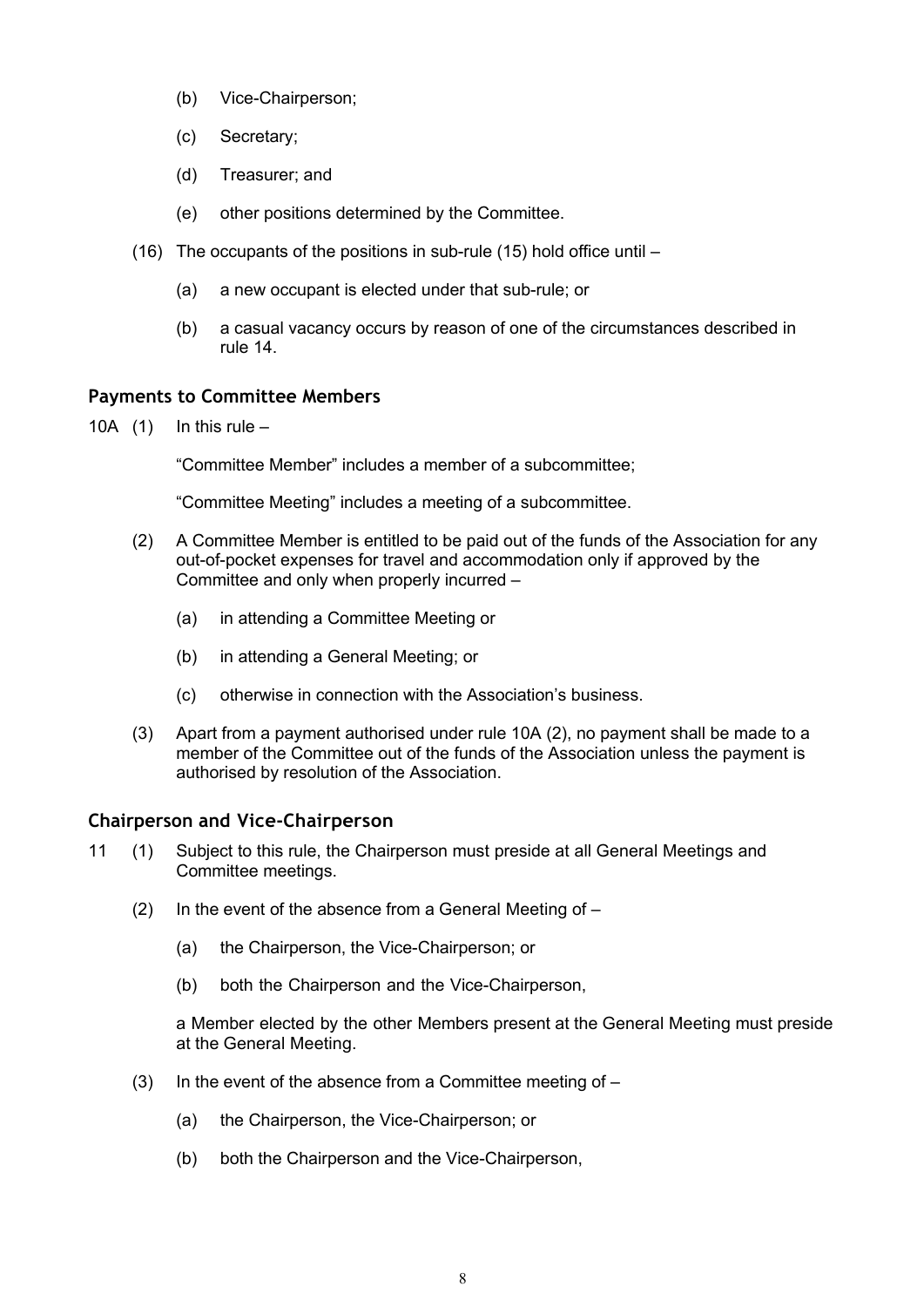- (b) Vice-Chairperson;
- (c) Secretary;
- (d) Treasurer; and
- (e) other positions determined by the Committee.

(16) The occupants of the positions in sub-rule (15) hold office until –

- (a) a new occupant is elected under that sub-rule; or
- (b) a casual vacancy occurs by reason of one of the circumstances described in rule 14.

### Payments to Committee Members

10A (1) In this rule –

"Committee Member" includes a member of a subcommittee;

"Committee Meeting" includes a meeting of a subcommittee.

(2) A Committee Member is entitled to be paid out of the funds of the Association for any out-of-pocket expenses for travel and accommodation only if approved by the Committee and only when properly incurred –

- (a) in attending a Committee Meeting or
- (b) in attending a General Meeting; or
- (c) otherwise in connection with the Association's business.

(3) Apart from a payment authorised under rule 10A (2), no payment shall be made to a member of the Committee out of the funds of the Association unless the payment is authorised by resolution of the Association.

### Chairperson and Vice-Chairperson

11 (1) Subject to this rule, the Chairperson must preside at all General Meetings and Committee meetings.

(2) In the event of the absence from a General Meeting of –

- (a) the Chairperson, the Vice-Chairperson; or
- (b) both the Chairperson and the Vice-Chairperson,

a Member elected by the other Members present at the General Meeting must preside at the General Meeting.

(3) In the event of the absence from a Committee meeting of –

- (a) the Chairperson, the Vice-Chairperson; or
- (b) both the Chairperson and the Vice-Chairperson,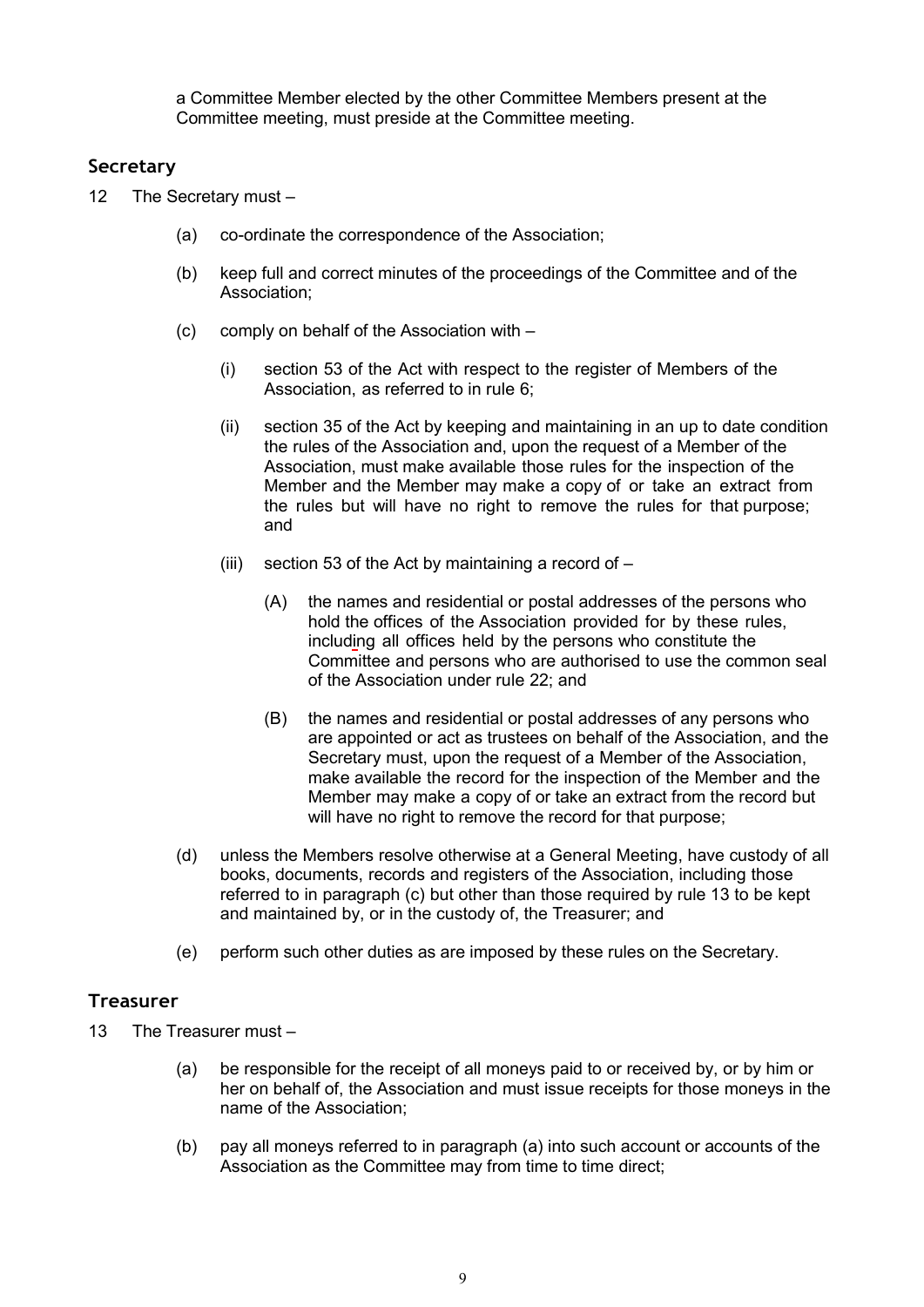a Committee Member elected by the other Committee Members present at the Committee meeting, must preside at the Committee meeting.

## Secretary

12 The Secretary must –

(a) co-ordinate the correspondence of the Association;

(b) keep full and correct minutes of the proceedings of the Committee and of the Association;

(c) comply on behalf of the Association with –

(i) section 53 of the Act with respect to the register of Members of the Association, as referred to in rule 6;

(ii) section 35 of the Act by keeping and maintaining in an up to date condition the rules of the Association and, upon the request of a Member of the Association, must make available those rules for the inspection of the Member and the Member may make a copy of or take an extract from the rules but will have no right to remove the rules for that purpose; and

(iii) section 53 of the Act by maintaining a record of –

(A) the names and residential or postal addresses of the persons who hold the offices of the Association provided for by these rules, including all offices held by the persons who constitute the Committee and persons who are authorised to use the common seal of the Association under rule 22; and

(B) the names and residential or postal addresses of any persons who are appointed or act as trustees on behalf of the Association, and the Secretary must, upon the request of a Member of the Association, make available the record for the inspection of the Member and the Member may make a copy of or take an extract from the record but will have no right to remove the record for that purpose;

(d) unless the Members resolve otherwise at a General Meeting, have custody of all books, documents, records and registers of the Association, including those referred to in paragraph (c) but other than those required by rule 13 to be kept and maintained by, or in the custody of, the Treasurer; and

(e) perform such other duties as are imposed by these rules on the Secretary.

## Treasurer

13 The Treasurer must –

(a) be responsible for the receipt of all moneys paid to or received by, or by him or her on behalf of, the Association and must issue receipts for those moneys in the name of the Association;

(b) pay all moneys referred to in paragraph (a) into such account or accounts of the Association as the Committee may from time to time direct;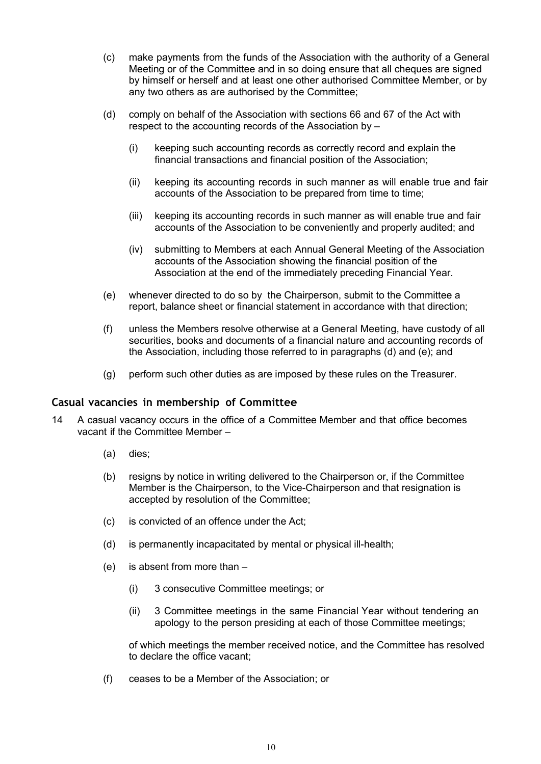(c) make payments from the funds of the Association with the authority of a General Meeting or of the Committee and in so doing ensure that all cheques are signed by himself or herself and at least one other authorised Committee Member, or by any two others as are authorised by the Committee;

(d) comply on behalf of the Association with sections 66 and 67 of the Act with respect to the accounting records of the Association by –

  (i) keeping such accounting records as correctly record and explain the financial transactions and financial position of the Association;

  (ii) keeping its accounting records in such manner as will enable true and fair accounts of the Association to be prepared from time to time;

  (iii) keeping its accounting records in such manner as will enable true and fair accounts of the Association to be conveniently and properly audited; and

  (iv) submitting to Members at each Annual General Meeting of the Association accounts of the Association showing the financial position of the Association at the end of the immediately preceding Financial Year.

(e) whenever directed to do so by the Chairperson, submit to the Committee a report, balance sheet or financial statement in accordance with that direction;

(f) unless the Members resolve otherwise at a General Meeting, have custody of all securities, books and documents of a financial nature and accounting records of the Association, including those referred to in paragraphs (d) and (e); and

(g) perform such other duties as are imposed by these rules on the Treasurer.

### Casual vacancies in membership of Committee

14 A casual vacancy occurs in the office of a Committee Member and that office becomes vacant if the Committee Member –

(a) dies;

(b) resigns by notice in writing delivered to the Chairperson or, if the Committee Member is the Chairperson, to the Vice-Chairperson and that resignation is accepted by resolution of the Committee;

(c) is convicted of an offence under the Act;

(d) is permanently incapacitated by mental or physical ill-health;

(e) is absent from more than –

  (i) 3 consecutive Committee meetings; or

  (ii) 3 Committee meetings in the same Financial Year without tendering an apology to the person presiding at each of those Committee meetings;

of which meetings the member received notice, and the Committee has resolved to declare the office vacant;

(f) ceases to be a Member of the Association; or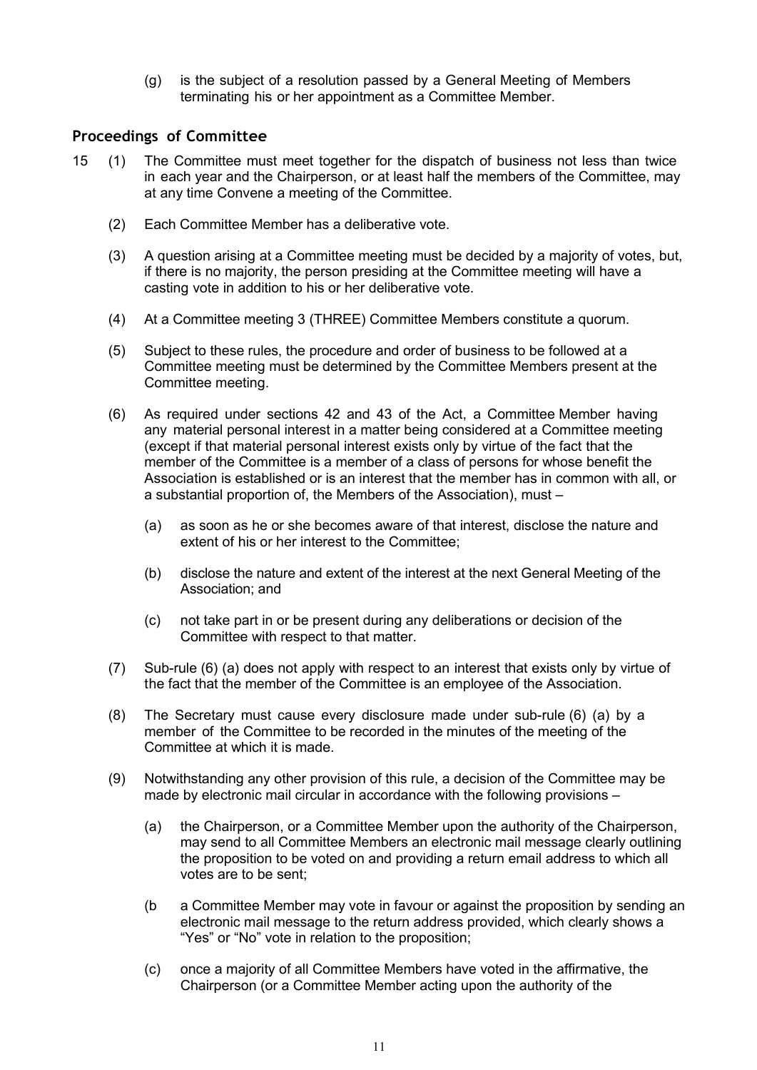(g) is the subject of a resolution passed by a General Meeting of Members terminating his or her appointment as a Committee Member.

## Proceedings of Committee

15 (1) The Committee must meet together for the dispatch of business not less than twice in each year and the Chairperson, or at least half the members of the Committee, may at any time Convene a meeting of the Committee.

(2) Each Committee Member has a deliberative vote.

(3) A question arising at a Committee meeting must be decided by a majority of votes, but, if there is no majority, the person presiding at the Committee meeting will have a casting vote in addition to his or her deliberative vote.

(4) At a Committee meeting 3 (THREE) Committee Members constitute a quorum.

(5) Subject to these rules, the procedure and order of business to be followed at a Committee meeting must be determined by the Committee Members present at the Committee meeting.

(6) As required under sections 42 and 43 of the Act, a Committee Member having any material personal interest in a matter being considered at a Committee meeting (except if that material personal interest exists only by virtue of the fact that the member of the Committee is a member of a class of persons for whose benefit the Association is established or is an interest that the member has in common with all, or a substantial proportion of, the Members of the Association), must –

(a) as soon as he or she becomes aware of that interest, disclose the nature and extent of his or her interest to the Committee;

(b) disclose the nature and extent of the interest at the next General Meeting of the Association; and

(c) not take part in or be present during any deliberations or decision of the Committee with respect to that matter.

(7) Sub-rule (6) (a) does not apply with respect to an interest that exists only by virtue of the fact that the member of the Committee is an employee of the Association.

(8) The Secretary must cause every disclosure made under sub-rule (6) (a) by a member of the Committee to be recorded in the minutes of the meeting of the Committee at which it is made.

(9) Notwithstanding any other provision of this rule, a decision of the Committee may be made by electronic mail circular in accordance with the following provisions –

(a) the Chairperson, or a Committee Member upon the authority of the Chairperson, may send to all Committee Members an electronic mail message clearly outlining the proposition to be voted on and providing a return email address to which all votes are to be sent;

(b a Committee Member may vote in favour or against the proposition by sending an electronic mail message to the return address provided, which clearly shows a "Yes" or "No" vote in relation to the proposition;

(c) once a majority of all Committee Members have voted in the affirmative, the Chairperson (or a Committee Member acting upon the authority of the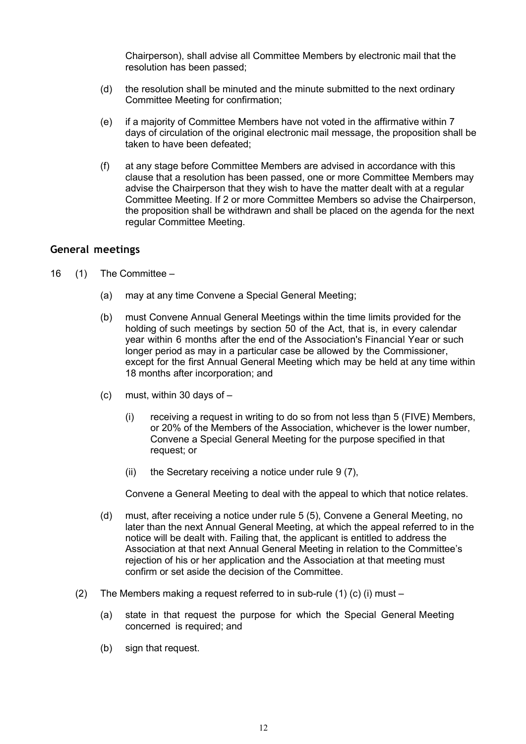Chairperson), shall advise all Committee Members by electronic mail that the resolution has been passed;

(d) the resolution shall be minuted and the minute submitted to the next ordinary Committee Meeting for confirmation;

(e) if a majority of Committee Members have not voted in the affirmative within 7 days of circulation of the original electronic mail message, the proposition shall be taken to have been defeated;

(f) at any stage before Committee Members are advised in accordance with this clause that a resolution has been passed, one or more Committee Members may advise the Chairperson that they wish to have the matter dealt with at a regular Committee Meeting. If 2 or more Committee Members so advise the Chairperson, the proposition shall be withdrawn and shall be placed on the agenda for the next regular Committee Meeting.

## General meetings

16 (1) The Committee –

(a) may at any time Convene a Special General Meeting;

(b) must Convene Annual General Meetings within the time limits provided for the holding of such meetings by section 50 of the Act, that is, in every calendar year within 6 months after the end of the Association's Financial Year or such longer period as may in a particular case be allowed by the Commissioner, except for the first Annual General Meeting which may be held at any time within 18 months after incorporation; and

(c) must, within 30 days of –

(i) receiving a request in writing to do so from not less than 5 (FIVE) Members, or 20% of the Members of the Association, whichever is the lower number, Convene a Special General Meeting for the purpose specified in that request; or

(ii) the Secretary receiving a notice under rule 9 (7),

Convene a General Meeting to deal with the appeal to which that notice relates.

(d) must, after receiving a notice under rule 5 (5), Convene a General Meeting, no later than the next Annual General Meeting, at which the appeal referred to in the notice will be dealt with. Failing that, the applicant is entitled to address the Association at that next Annual General Meeting in relation to the Committee's rejection of his or her application and the Association at that meeting must confirm or set aside the decision of the Committee.

(2) The Members making a request referred to in sub-rule (1) (c) (i) must –

(a) state in that request the purpose for which the Special General Meeting concerned is required; and

(b) sign that request.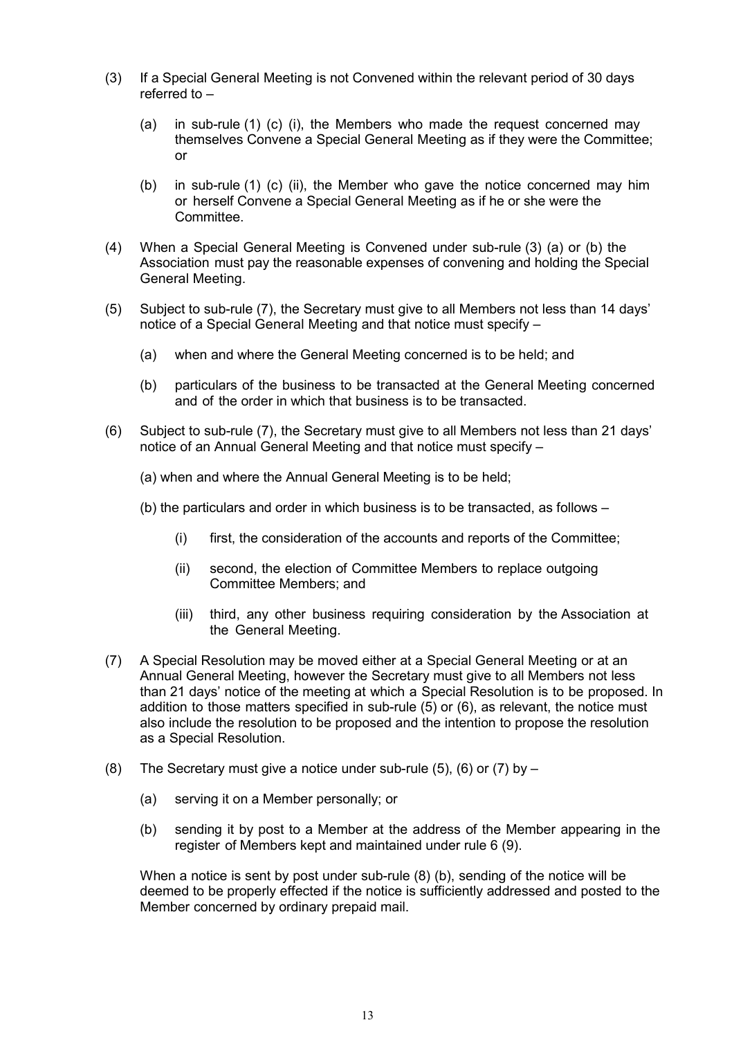(3) If a Special General Meeting is not Convened within the relevant period of 30 days referred to –

(a) in sub-rule (1) (c) (i), the Members who made the request concerned may themselves Convene a Special General Meeting as if they were the Committee; or

(b) in sub-rule (1) (c) (ii), the Member who gave the notice concerned may him or herself Convene a Special General Meeting as if he or she were the Committee.

(4) When a Special General Meeting is Convened under sub-rule (3) (a) or (b) the Association must pay the reasonable expenses of convening and holding the Special General Meeting.

(5) Subject to sub-rule (7), the Secretary must give to all Members not less than 14 days' notice of a Special General Meeting and that notice must specify –

(a) when and where the General Meeting concerned is to be held; and

(b) particulars of the business to be transacted at the General Meeting concerned and of the order in which that business is to be transacted.

(6) Subject to sub-rule (7), the Secretary must give to all Members not less than 21 days' notice of an Annual General Meeting and that notice must specify –

(a) when and where the Annual General Meeting is to be held;

(b) the particulars and order in which business is to be transacted, as follows –

(i) first, the consideration of the accounts and reports of the Committee;

(ii) second, the election of Committee Members to replace outgoing Committee Members; and

(iii) third, any other business requiring consideration by the Association at the General Meeting.

(7) A Special Resolution may be moved either at a Special General Meeting or at an Annual General Meeting, however the Secretary must give to all Members not less than 21 days' notice of the meeting at which a Special Resolution is to be proposed. In addition to those matters specified in sub-rule (5) or (6), as relevant, the notice must also include the resolution to be proposed and the intention to propose the resolution as a Special Resolution.

(8) The Secretary must give a notice under sub-rule (5), (6) or (7) by –

(a) serving it on a Member personally; or

(b) sending it by post to a Member at the address of the Member appearing in the register of Members kept and maintained under rule 6 (9).

When a notice is sent by post under sub-rule (8) (b), sending of the notice will be deemed to be properly effected if the notice is sufficiently addressed and posted to the Member concerned by ordinary prepaid mail.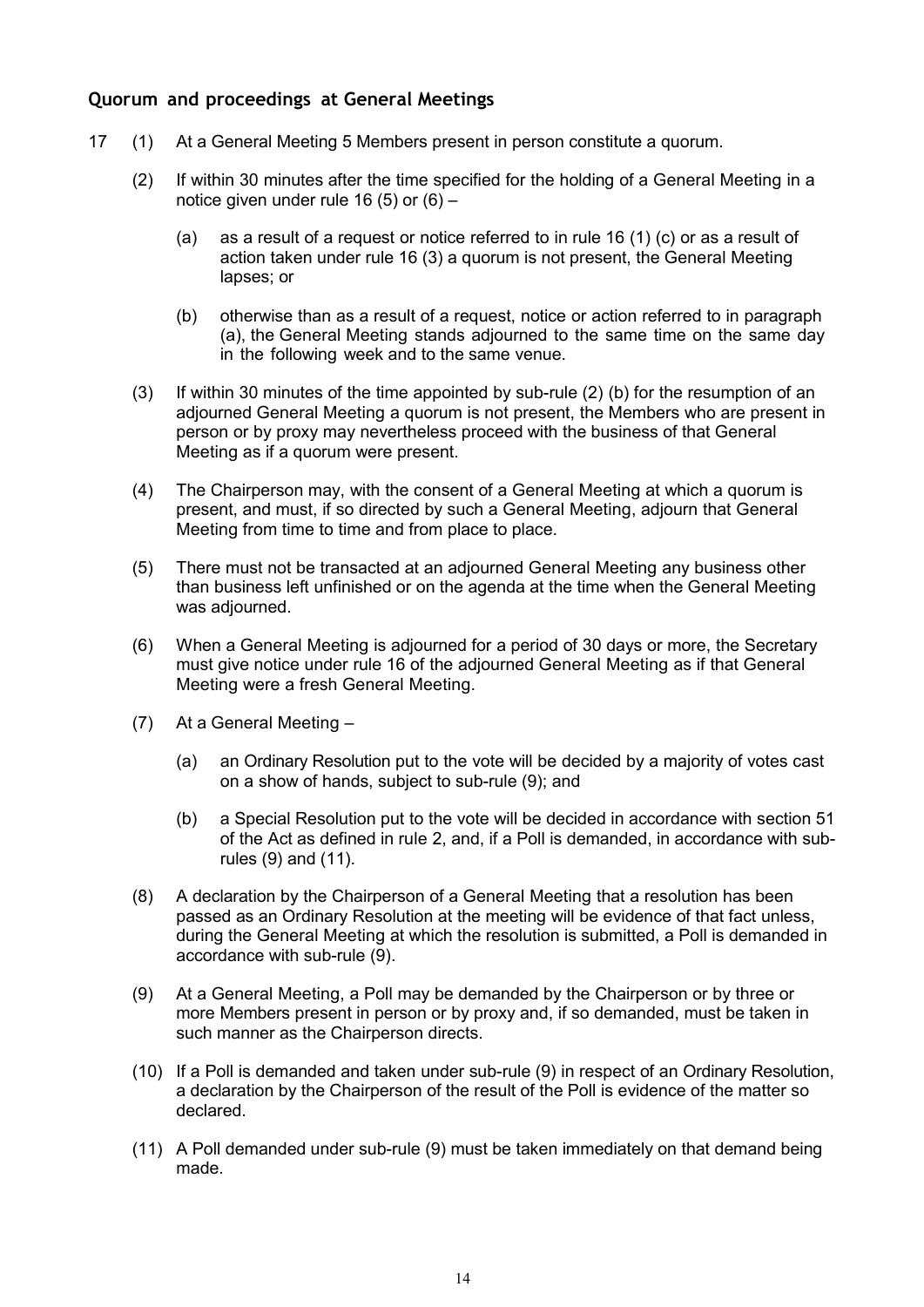## Quorum and proceedings at General Meetings

17 (1) At a General Meeting 5 Members present in person constitute a quorum.

(2) If within 30 minutes after the time specified for the holding of a General Meeting in a notice given under rule 16 (5) or (6) –

(a) as a result of a request or notice referred to in rule 16 (1) (c) or as a result of action taken under rule 16 (3) a quorum is not present, the General Meeting lapses; or

(b) otherwise than as a result of a request, notice or action referred to in paragraph (a), the General Meeting stands adjourned to the same time on the same day in the following week and to the same venue.

(3) If within 30 minutes of the time appointed by sub-rule (2) (b) for the resumption of an adjourned General Meeting a quorum is not present, the Members who are present in person or by proxy may nevertheless proceed with the business of that General Meeting as if a quorum were present.

(4) The Chairperson may, with the consent of a General Meeting at which a quorum is present, and must, if so directed by such a General Meeting, adjourn that General Meeting from time to time and from place to place.

(5) There must not be transacted at an adjourned General Meeting any business other than business left unfinished or on the agenda at the time when the General Meeting was adjourned.

(6) When a General Meeting is adjourned for a period of 30 days or more, the Secretary must give notice under rule 16 of the adjourned General Meeting as if that General Meeting were a fresh General Meeting.

(7) At a General Meeting –

(a) an Ordinary Resolution put to the vote will be decided by a majority of votes cast on a show of hands, subject to sub-rule (9); and

(b) a Special Resolution put to the vote will be decided in accordance with section 51 of the Act as defined in rule 2, and, if a Poll is demanded, in accordance with sub-rules (9) and (11).

(8) A declaration by the Chairperson of a General Meeting that a resolution has been passed as an Ordinary Resolution at the meeting will be evidence of that fact unless, during the General Meeting at which the resolution is submitted, a Poll is demanded in accordance with sub-rule (9).

(9) At a General Meeting, a Poll may be demanded by the Chairperson or by three or more Members present in person or by proxy and, if so demanded, must be taken in such manner as the Chairperson directs.

(10) If a Poll is demanded and taken under sub-rule (9) in respect of an Ordinary Resolution, a declaration by the Chairperson of the result of the Poll is evidence of the matter so declared.

(11) A Poll demanded under sub-rule (9) must be taken immediately on that demand being made.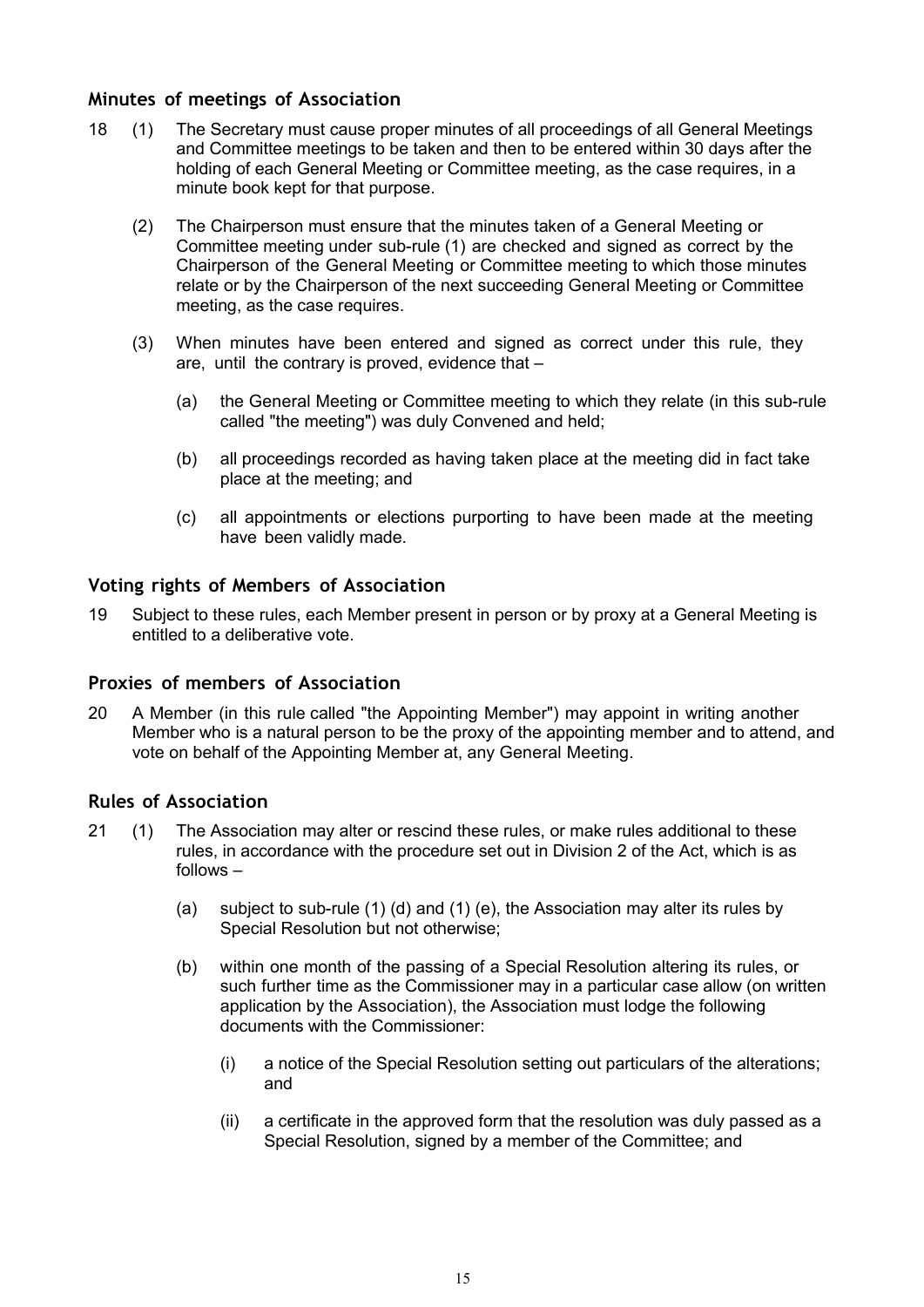### Minutes of meetings of Association

18 (1) The Secretary must cause proper minutes of all proceedings of all General Meetings and Committee meetings to be taken and then to be entered within 30 days after the holding of each General Meeting or Committee meeting, as the case requires, in a minute book kept for that purpose.

(2) The Chairperson must ensure that the minutes taken of a General Meeting or Committee meeting under sub-rule (1) are checked and signed as correct by the Chairperson of the General Meeting or Committee meeting to which those minutes relate or by the Chairperson of the next succeeding General Meeting or Committee meeting, as the case requires.

(3) When minutes have been entered and signed as correct under this rule, they are, until the contrary is proved, evidence that –

(a) the General Meeting or Committee meeting to which they relate (in this sub-rule called "the meeting") was duly Convened and held;

(b) all proceedings recorded as having taken place at the meeting did in fact take place at the meeting; and

(c) all appointments or elections purporting to have been made at the meeting have been validly made.

### Voting rights of Members of Association

19 Subject to these rules, each Member present in person or by proxy at a General Meeting is entitled to a deliberative vote.

### Proxies of members of Association

20 A Member (in this rule called "the Appointing Member") may appoint in writing another Member who is a natural person to be the proxy of the appointing member and to attend, and vote on behalf of the Appointing Member at, any General Meeting.

### Rules of Association

21 (1) The Association may alter or rescind these rules, or make rules additional to these rules, in accordance with the procedure set out in Division 2 of the Act, which is as follows –

(a) subject to sub-rule (1) (d) and (1) (e), the Association may alter its rules by Special Resolution but not otherwise;

(b) within one month of the passing of a Special Resolution altering its rules, or such further time as the Commissioner may in a particular case allow (on written application by the Association), the Association must lodge the following documents with the Commissioner:

(i) a notice of the Special Resolution setting out particulars of the alterations; and

(ii) a certificate in the approved form that the resolution was duly passed as a Special Resolution, signed by a member of the Committee; and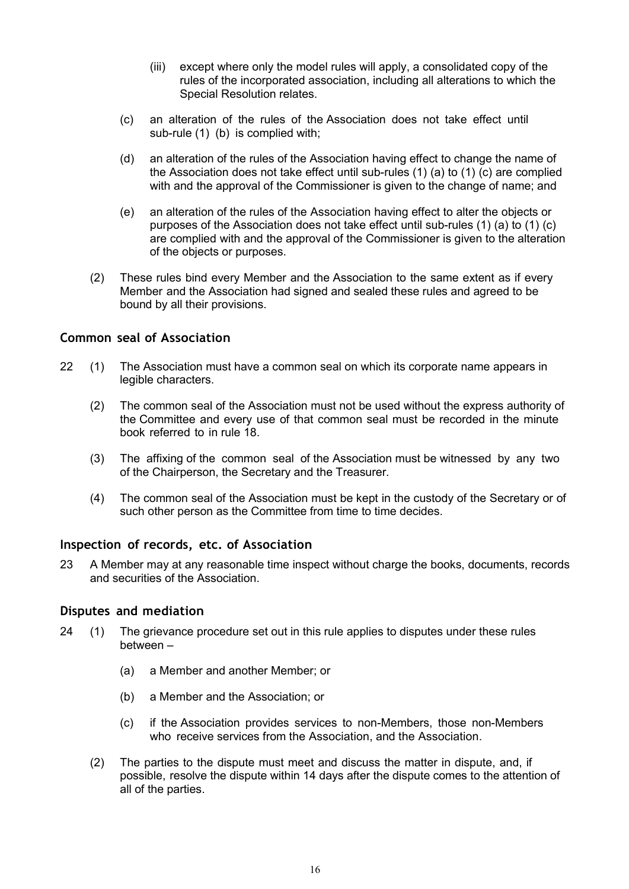(iii) except where only the model rules will apply, a consolidated copy of the rules of the incorporated association, including all alterations to which the Special Resolution relates.

(c) an alteration of the rules of the Association does not take effect until sub-rule (1) (b) is complied with;

(d) an alteration of the rules of the Association having effect to change the name of the Association does not take effect until sub-rules (1) (a) to (1) (c) are complied with and the approval of the Commissioner is given to the change of name; and

(e) an alteration of the rules of the Association having effect to alter the objects or purposes of the Association does not take effect until sub-rules (1) (a) to (1) (c) are complied with and the approval of the Commissioner is given to the alteration of the objects or purposes.

(2) These rules bind every Member and the Association to the same extent as if every Member and the Association had signed and sealed these rules and agreed to be bound by all their provisions.

## Common seal of Association

22 (1) The Association must have a common seal on which its corporate name appears in legible characters.

(2) The common seal of the Association must not be used without the express authority of the Committee and every use of that common seal must be recorded in the minute book referred to in rule 18.

(3) The affixing of the common seal of the Association must be witnessed by any two of the Chairperson, the Secretary and the Treasurer.

(4) The common seal of the Association must be kept in the custody of the Secretary or of such other person as the Committee from time to time decides.

## Inspection of records, etc. of Association

23 A Member may at any reasonable time inspect without charge the books, documents, records and securities of the Association.

## Disputes and mediation

24 (1) The grievance procedure set out in this rule applies to disputes under these rules between –

(a) a Member and another Member; or

(b) a Member and the Association; or

(c) if the Association provides services to non-Members, those non-Members who receive services from the Association, and the Association.

(2) The parties to the dispute must meet and discuss the matter in dispute, and, if possible, resolve the dispute within 14 days after the dispute comes to the attention of all of the parties.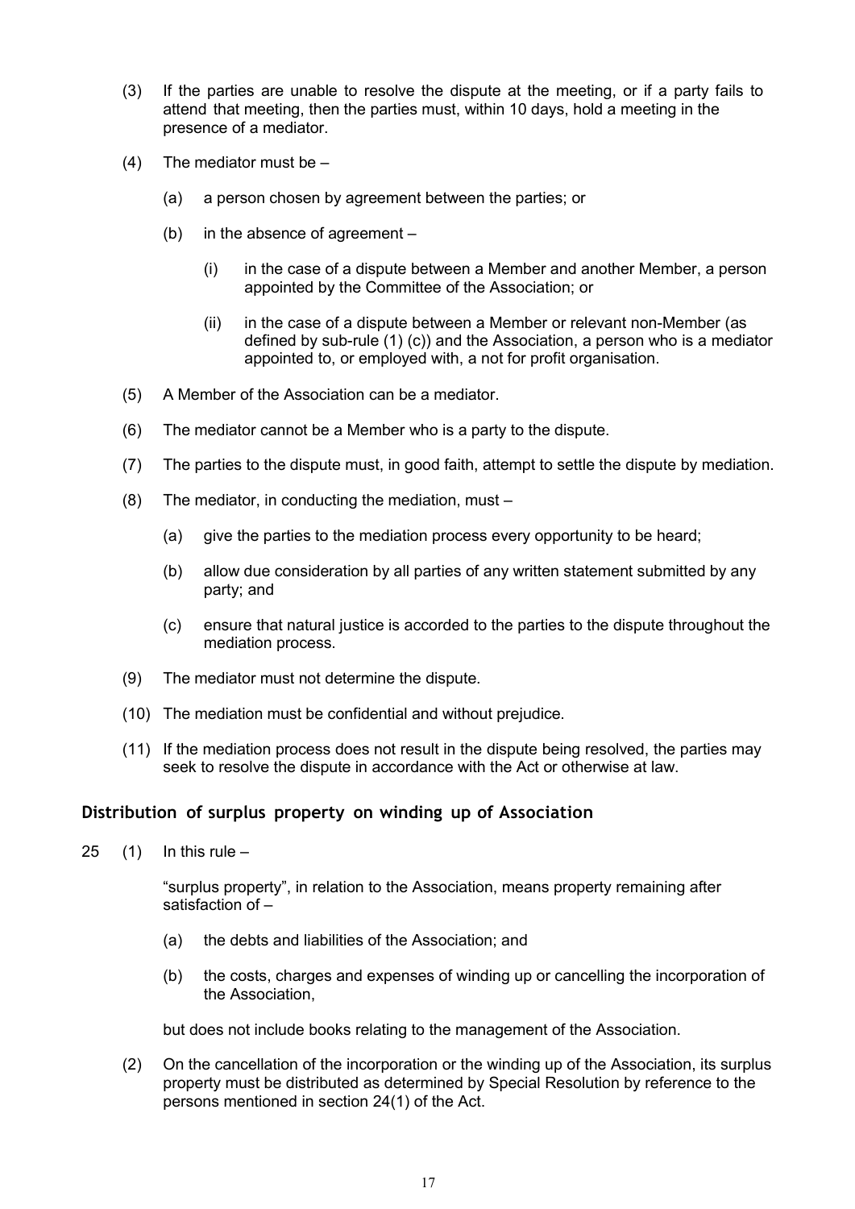(3) If the parties are unable to resolve the dispute at the meeting, or if a party fails to attend that meeting, then the parties must, within 10 days, hold a meeting in the presence of a mediator.

(4) The mediator must be –

   (a) a person chosen by agreement between the parties; or

   (b) in the absence of agreement –

      (i) in the case of a dispute between a Member and another Member, a person appointed by the Committee of the Association; or

      (ii) in the case of a dispute between a Member or relevant non-Member (as defined by sub-rule (1) (c)) and the Association, a person who is a mediator appointed to, or employed with, a not for profit organisation.

(5) A Member of the Association can be a mediator.

(6) The mediator cannot be a Member who is a party to the dispute.

(7) The parties to the dispute must, in good faith, attempt to settle the dispute by mediation.

(8) The mediator, in conducting the mediation, must –

   (a) give the parties to the mediation process every opportunity to be heard;

   (b) allow due consideration by all parties of any written statement submitted by any party; and

   (c) ensure that natural justice is accorded to the parties to the dispute throughout the mediation process.

(9) The mediator must not determine the dispute.

(10) The mediation must be confidential and without prejudice.

(11) If the mediation process does not result in the dispute being resolved, the parties may seek to resolve the dispute in accordance with the Act or otherwise at law.

### Distribution of surplus property on winding up of Association

25 (1) In this rule –

"surplus property", in relation to the Association, means property remaining after satisfaction of –

   (a) the debts and liabilities of the Association; and

   (b) the costs, charges and expenses of winding up or cancelling the incorporation of the Association,

but does not include books relating to the management of the Association.

(2) On the cancellation of the incorporation or the winding up of the Association, its surplus property must be distributed as determined by Special Resolution by reference to the persons mentioned in section 24(1) of the Act.